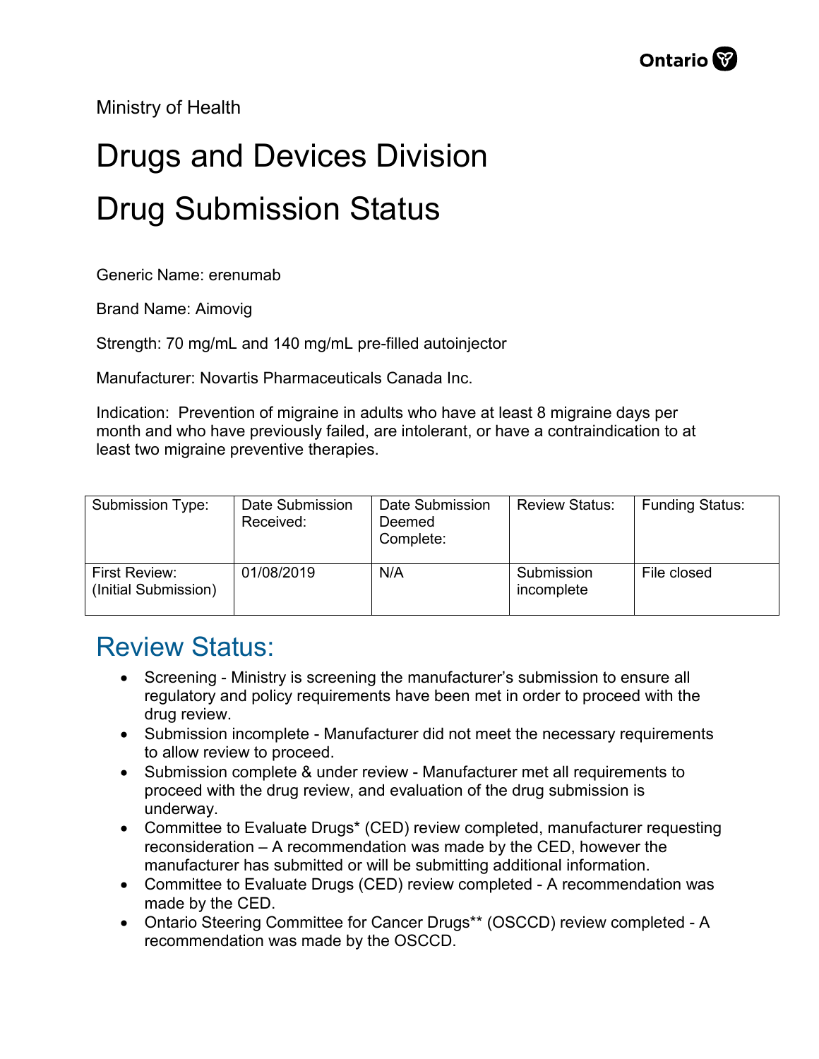Ministry of Health

# Drugs and Devices Division

# Drug Submission Status

Generic Name: erenumab

Brand Name: Aimovig

Strength: 70 mg/mL and 140 mg/mL pre-filled autoinjector

Manufacturer: Novartis Pharmaceuticals Canada Inc.

Indication: Prevention of migraine in adults who have at least 8 migraine days per month and who have previously failed, are intolerant, or have a contraindication to at least two migraine preventive therapies.

| Submission Type: | Date Submission Received: | Date Submission Deemed Complete: | Review Status: | Funding Status: |
|---|---|---|---|---|
| First Review: (Initial Submission) | 01/08/2019 | N/A | Submission incomplete | File closed |

## Review Status:

- Screening - Ministry is screening the manufacturer's submission to ensure all regulatory and policy requirements have been met in order to proceed with the drug review.
- Submission incomplete - Manufacturer did not meet the necessary requirements to allow review to proceed.
- Submission complete & under review - Manufacturer met all requirements to proceed with the drug review, and evaluation of the drug submission is underway.
- Committee to Evaluate Drugs* (CED) review completed, manufacturer requesting reconsideration – A recommendation was made by the CED, however the manufacturer has submitted or will be submitting additional information.
- Committee to Evaluate Drugs (CED) review completed - A recommendation was made by the CED.
- Ontario Steering Committee for Cancer Drugs** (OSCCD) review completed - A recommendation was made by the OSCCD.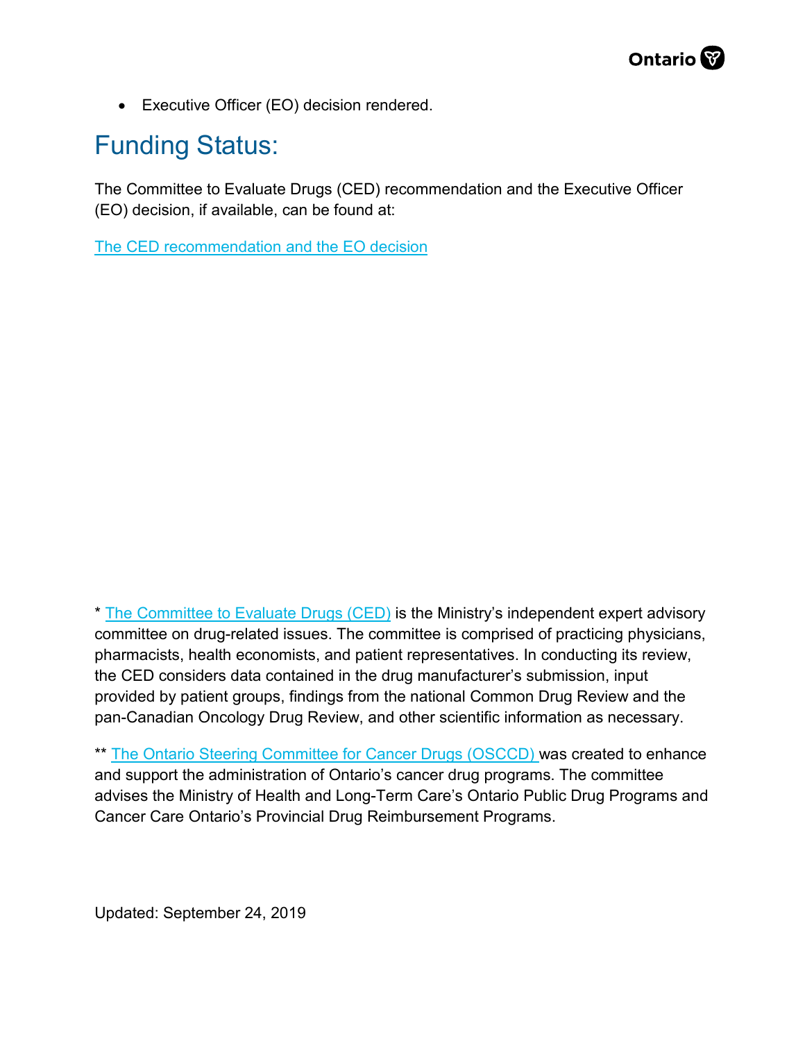- Executive Officer (EO) decision rendered.

## Funding Status:

The Committee to Evaluate Drugs (CED) recommendation and the Executive Officer (EO) decision, if available, can be found at:

The CED recommendation and the EO decision

* The Committee to Evaluate Drugs (CED) is the Ministry's independent expert advisory committee on drug-related issues. The committee is comprised of practicing physicians, pharmacists, health economists, and patient representatives. In conducting its review, the CED considers data contained in the drug manufacturer's submission, input provided by patient groups, findings from the national Common Drug Review and the pan-Canadian Oncology Drug Review, and other scientific information as necessary.

** The Ontario Steering Committee for Cancer Drugs (OSCCD) was created to enhance and support the administration of Ontario's cancer drug programs. The committee advises the Ministry of Health and Long-Term Care's Ontario Public Drug Programs and Cancer Care Ontario's Provincial Drug Reimbursement Programs.

Updated: September 24, 2019